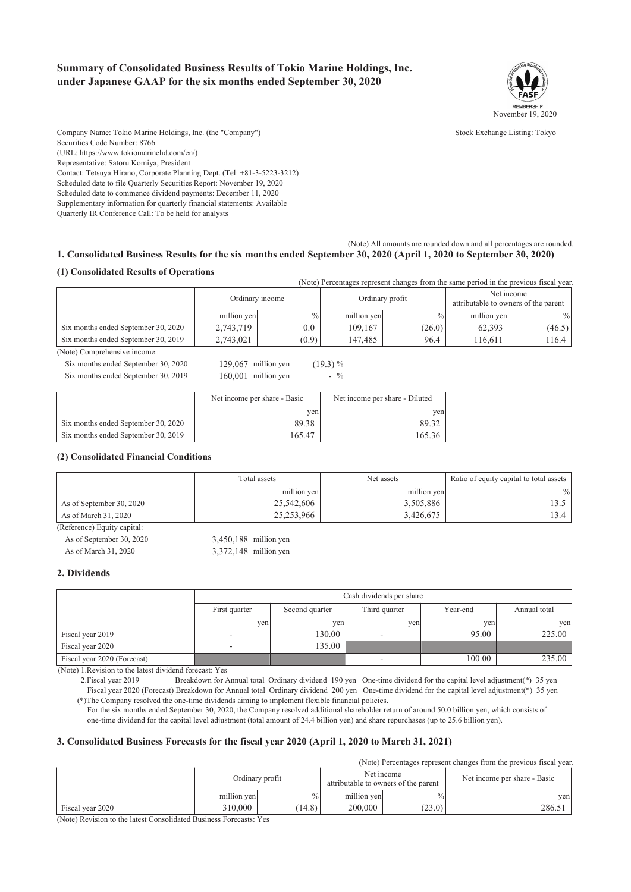# Summary of Consolidated Business Results of Tokio Marine Holdings, Inc. under Japanese GAAP for the six months ended September 30, 2020

November 19, 2020

Company Name: Tokio Marine Holdings, Inc. (the "Company")
Stock Exchange Listing: Tokyo
Securities Code Number: 8766
(URL: https://www.tokiomarinehd.com/en/)
Representative: Satoru Komiya, President
Contact: Tetsuya Hirano, Corporate Planning Dept. (Tel: +81-3-5223-3212)
Scheduled date to file Quarterly Securities Report: November 19, 2020
Scheduled date to commence dividend payments: December 11, 2020
Supplementary information for quarterly financial statements: Available
Quarterly IR Conference Call: To be held for analysts

(Note) All amounts are rounded down and all percentages are rounded.

## 1. Consolidated Business Results for the six months ended September 30, 2020 (April 1, 2020 to September 30, 2020)

### (1) Consolidated Results of Operations

(Note) Percentages represent changes from the same period in the previous fiscal year.

| | Ordinary income | | Ordinary profit | | Net income attributable to owners of the parent | |
|---|---|---|---|---|---|---|
| | million yen | % | million yen | % | million yen | % |
| Six months ended September 30, 2020 | 2,743,719 | 0.0 | 109,167 | (26.0) | 62,393 | (46.5) |
| Six months ended September 30, 2019 | 2,743,021 | (0.9) | 147,485 | 96.4 | 116,611 | 116.4 |

(Note) Comprehensive income:

Six months ended September 30, 2020 129,067 million yen (19.3) %

Six months ended September 30, 2019 160,001 million yen - %

| | Net income per share - Basic | Net income per share - Diluted |
|---|---|---|
| | yen | yen |
| Six months ended September 30, 2020 | 89.38 | 89.32 |
| Six months ended September 30, 2019 | 165.47 | 165.36 |

### (2) Consolidated Financial Conditions

| | Total assets | Net assets | Ratio of equity capital to total assets |
|---|---|---|---|
| | million yen | million yen | % |
| As of September 30, 2020 | 25,542,606 | 3,505,886 | 13.5 |
| As of March 31, 2020 | 25,253,966 | 3,426,675 | 13.4 |

(Reference) Equity capital:

As of September 30, 2020 3,450,188 million yen

As of March 31, 2020 3,372,148 million yen

## 2. Dividends

| | Cash dividends per share | | | | |
|---|---|---|---|---|---|
| | First quarter | Second quarter | Third quarter | Year-end | Annual total |
| | yen | yen | yen | yen | yen |
| Fiscal year 2019 | - | 130.00 | - | 95.00 | 225.00 |
| Fiscal year 2020 | - | 135.00 | | | |
| Fiscal year 2020 (Forecast) | | | - | 100.00 | 235.00 |

(Note) 1.Revision to the latest dividend forecast: Yes

2.Fiscal year 2019 Breakdown for Annual total Ordinary dividend 190 yen One-time dividend for the capital level adjustment(*) 35 yen
Fiscal year 2020 (Forecast) Breakdown for Annual total Ordinary dividend 200 yen One-time dividend for the capital level adjustment(*) 35 yen
(*)The Company resolved the one-time dividends aiming to implement flexible financial policies.
For the six months ended September 30, 2020, the Company resolved additional shareholder return of around 50.0 billion yen, which consists of one-time dividend for the capital level adjustment (total amount of 24.4 billion yen) and share repurchases (up to 25.6 billion yen).

## 3. Consolidated Business Forecasts for the fiscal year 2020 (April 1, 2020 to March 31, 2021)

(Note) Percentages represent changes from the previous fiscal year.

| | Ordinary profit | | Net income attributable to owners of the parent | | Net income per share - Basic |
|---|---|---|---|---|---|
| | million yen | % | million yen | % | yen |
| Fiscal year 2020 | 310,000 | (14.8) | 200,000 | (23.0) | 286.51 |

(Note) Revision to the latest Consolidated Business Forecasts: Yes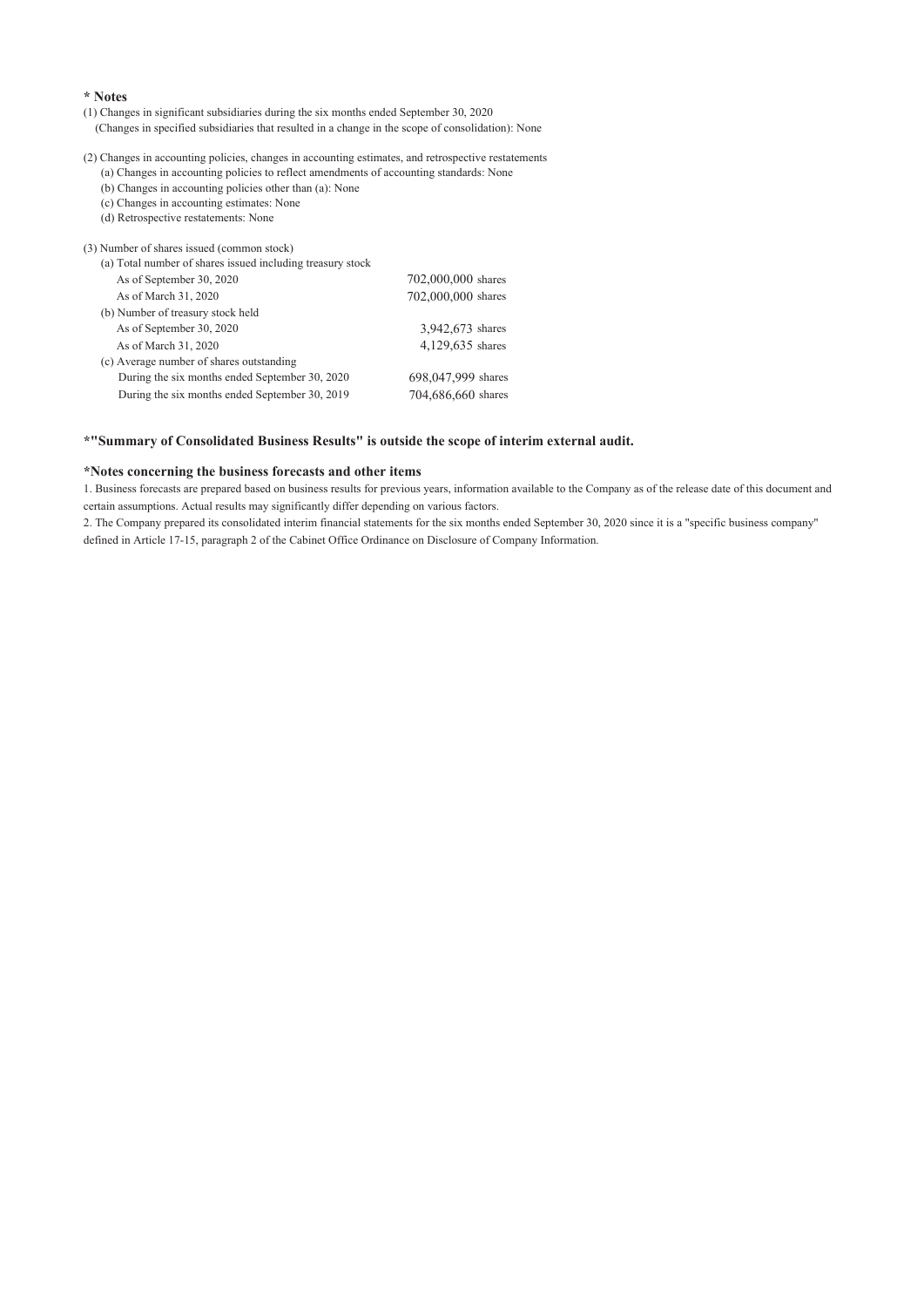**\* Notes**

(1) Changes in significant subsidiaries during the six months ended September 30, 2020
(Changes in specified subsidiaries that resulted in a change in the scope of consolidation): None

(2) Changes in accounting policies, changes in accounting estimates, and retrospective restatements
(a) Changes in accounting policies to reflect amendments of accounting standards: None
(b) Changes in accounting policies other than (a): None
(c) Changes in accounting estimates: None
(d) Retrospective restatements: None

(3) Number of shares issued (common stock)

| | |
|---|---|
| (a) Total number of shares issued including treasury stock | |
| As of September 30, 2020 | 702,000,000 shares |
| As of March 31, 2020 | 702,000,000 shares |
| (b) Number of treasury stock held | |
| As of September 30, 2020 | 3,942,673 shares |
| As of March 31, 2020 | 4,129,635 shares |
| (c) Average number of shares outstanding | |
| During the six months ended September 30, 2020 | 698,047,999 shares |
| During the six months ended September 30, 2019 | 704,686,660 shares |

**\*"Summary of Consolidated Business Results" is outside the scope of interim external audit.**

**\*Notes concerning the business forecasts and other items**

1. Business forecasts are prepared based on business results for previous years, information available to the Company as of the release date of this document and certain assumptions. Actual results may significantly differ depending on various factors.
2. The Company prepared its consolidated interim financial statements for the six months ended September 30, 2020 since it is a "specific business company" defined in Article 17-15, paragraph 2 of the Cabinet Office Ordinance on Disclosure of Company Information.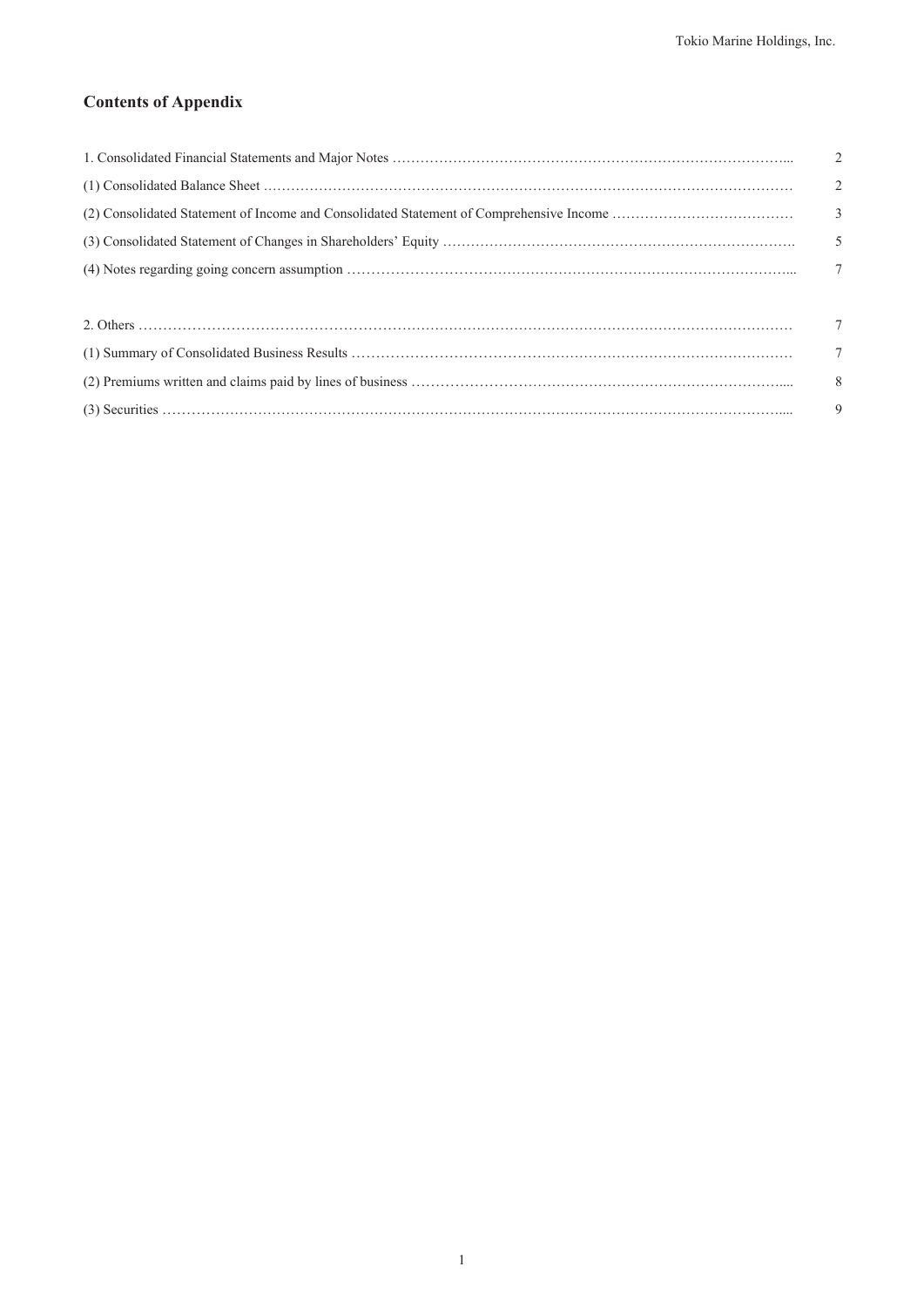## Contents of Appendix

| | |
|---|---|
| 1. Consolidated Financial Statements and Major Notes | 2 |
| (1) Consolidated Balance Sheet | 2 |
| (2) Consolidated Statement of Income and Consolidated Statement of Comprehensive Income | 3 |
| (3) Consolidated Statement of Changes in Shareholders' Equity | 5 |
| (4) Notes regarding going concern assumption | 7 |
| | |
| 2. Others | 7 |
| (1) Summary of Consolidated Business Results | 7 |
| (2) Premiums written and claims paid by lines of business | 8 |
| (3) Securities | 9 |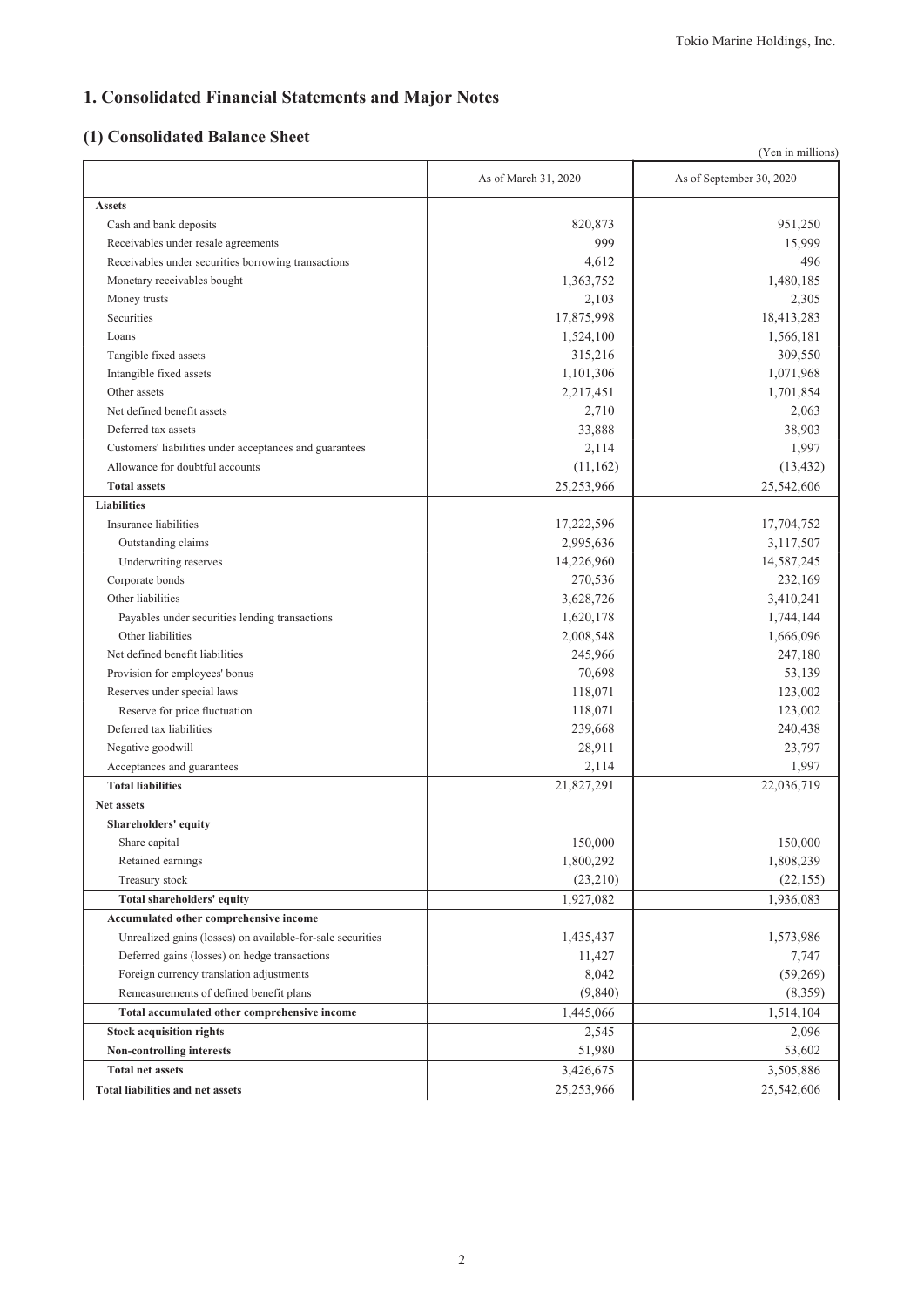# 1. Consolidated Financial Statements and Major Notes

## (1) Consolidated Balance Sheet

(Yen in millions)

| | As of March 31, 2020 | As of September 30, 2020 |
|---|---|---|
| **Assets** | | |
| Cash and bank deposits | 820,873 | 951,250 |
| Receivables under resale agreements | 999 | 15,999 |
| Receivables under securities borrowing transactions | 4,612 | 496 |
| Monetary receivables bought | 1,363,752 | 1,480,185 |
| Money trusts | 2,103 | 2,305 |
| Securities | 17,875,998 | 18,413,283 |
| Loans | 1,524,100 | 1,566,181 |
| Tangible fixed assets | 315,216 | 309,550 |
| Intangible fixed assets | 1,101,306 | 1,071,968 |
| Other assets | 2,217,451 | 1,701,854 |
| Net defined benefit assets | 2,710 | 2,063 |
| Deferred tax assets | 33,888 | 38,903 |
| Customers' liabilities under acceptances and guarantees | 2,114 | 1,997 |
| Allowance for doubtful accounts | (11,162) | (13,432) |
| **Total assets** | 25,253,966 | 25,542,606 |
| **Liabilities** | | |
| Insurance liabilities | 17,222,596 | 17,704,752 |
| Outstanding claims | 2,995,636 | 3,117,507 |
| Underwriting reserves | 14,226,960 | 14,587,245 |
| Corporate bonds | 270,536 | 232,169 |
| Other liabilities | 3,628,726 | 3,410,241 |
| Payables under securities lending transactions | 1,620,178 | 1,744,144 |
| Other liabilities | 2,008,548 | 1,666,096 |
| Net defined benefit liabilities | 245,966 | 247,180 |
| Provision for employees' bonus | 70,698 | 53,139 |
| Reserves under special laws | 118,071 | 123,002 |
| Reserve for price fluctuation | 118,071 | 123,002 |
| Deferred tax liabilities | 239,668 | 240,438 |
| Negative goodwill | 28,911 | 23,797 |
| Acceptances and guarantees | 2,114 | 1,997 |
| **Total liabilities** | 21,827,291 | 22,036,719 |
| **Net assets** | | |
| **Shareholders' equity** | | |
| Share capital | 150,000 | 150,000 |
| Retained earnings | 1,800,292 | 1,808,239 |
| Treasury stock | (23,210) | (22,155) |
| **Total shareholders' equity** | 1,927,082 | 1,936,083 |
| **Accumulated other comprehensive income** | | |
| Unrealized gains (losses) on available-for-sale securities | 1,435,437 | 1,573,986 |
| Deferred gains (losses) on hedge transactions | 11,427 | 7,747 |
| Foreign currency translation adjustments | 8,042 | (59,269) |
| Remeasurements of defined benefit plans | (9,840) | (8,359) |
| **Total accumulated other comprehensive income** | 1,445,066 | 1,514,104 |
| **Stock acquisition rights** | 2,545 | 2,096 |
| **Non-controlling interests** | 51,980 | 53,602 |
| **Total net assets** | 3,426,675 | 3,505,886 |
| **Total liabilities and net assets** | 25,253,966 | 25,542,606 |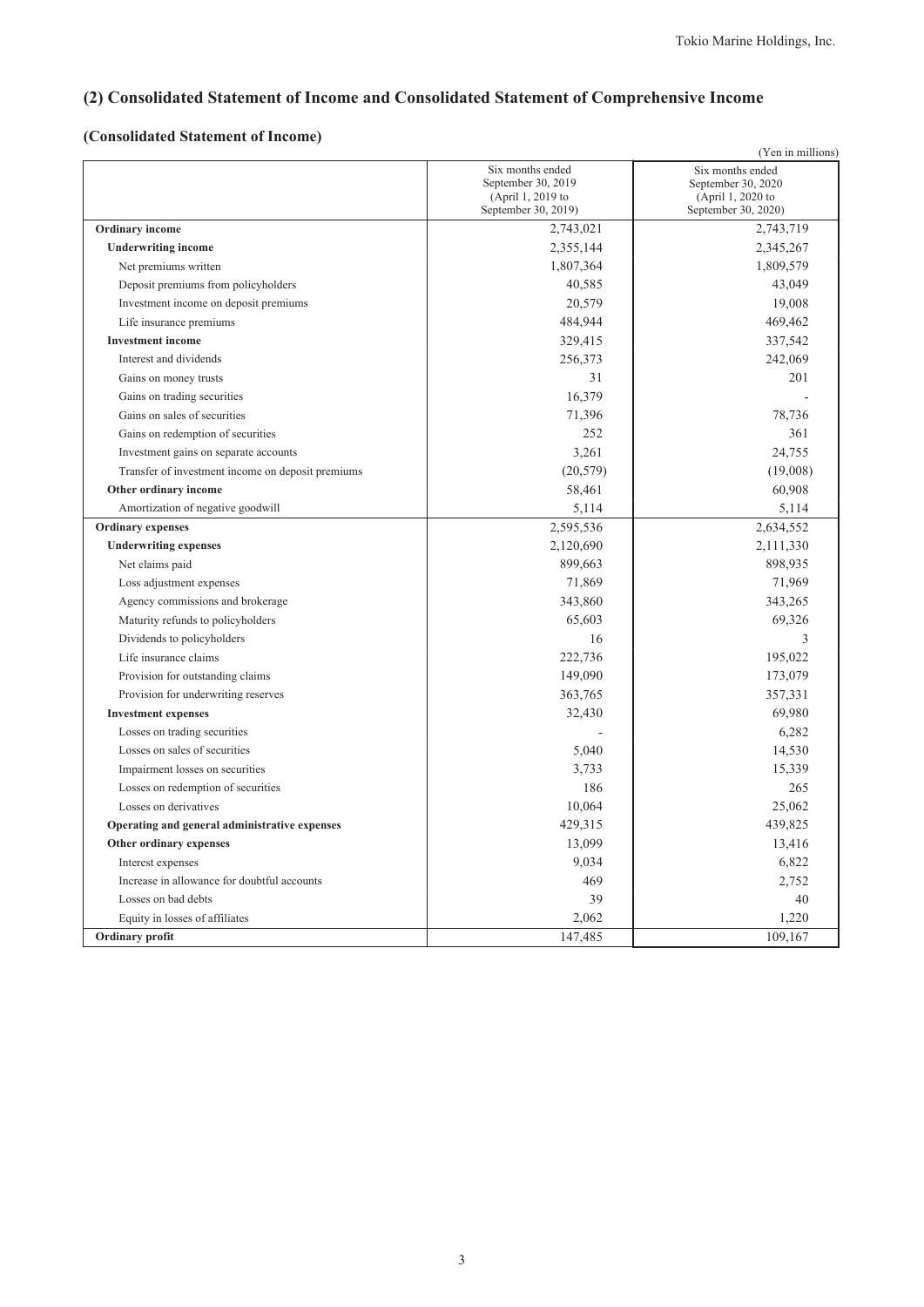## (2) Consolidated Statement of Income and Consolidated Statement of Comprehensive Income

### (Consolidated Statement of Income)

(Yen in millions)

| | Six months ended September 30, 2019 (April 1, 2019 to September 30, 2019) | Six months ended September 30, 2020 (April 1, 2020 to September 30, 2020) |
|---|---|---|
| **Ordinary income** | 2,743,021 | 2,743,719 |
| **Underwriting income** | 2,355,144 | 2,345,267 |
| Net premiums written | 1,807,364 | 1,809,579 |
| Deposit premiums from policyholders | 40,585 | 43,049 |
| Investment income on deposit premiums | 20,579 | 19,008 |
| Life insurance premiums | 484,944 | 469,462 |
| **Investment income** | 329,415 | 337,542 |
| Interest and dividends | 256,373 | 242,069 |
| Gains on money trusts | 31 | 201 |
| Gains on trading securities | 16,379 | - |
| Gains on sales of securities | 71,396 | 78,736 |
| Gains on redemption of securities | 252 | 361 |
| Investment gains on separate accounts | 3,261 | 24,755 |
| Transfer of investment income on deposit premiums | (20,579) | (19,008) |
| **Other ordinary income** | 58,461 | 60,908 |
| Amortization of negative goodwill | 5,114 | 5,114 |
| **Ordinary expenses** | 2,595,536 | 2,634,552 |
| **Underwriting expenses** | 2,120,690 | 2,111,330 |
| Net claims paid | 899,663 | 898,935 |
| Loss adjustment expenses | 71,869 | 71,969 |
| Agency commissions and brokerage | 343,860 | 343,265 |
| Maturity refunds to policyholders | 65,603 | 69,326 |
| Dividends to policyholders | 16 | 3 |
| Life insurance claims | 222,736 | 195,022 |
| Provision for outstanding claims | 149,090 | 173,079 |
| Provision for underwriting reserves | 363,765 | 357,331 |
| **Investment expenses** | 32,430 | 69,980 |
| Losses on trading securities | - | 6,282 |
| Losses on sales of securities | 5,040 | 14,530 |
| Impairment losses on securities | 3,733 | 15,339 |
| Losses on redemption of securities | 186 | 265 |
| Losses on derivatives | 10,064 | 25,062 |
| **Operating and general administrative expenses** | 429,315 | 439,825 |
| **Other ordinary expenses** | 13,099 | 13,416 |
| Interest expenses | 9,034 | 6,822 |
| Increase in allowance for doubtful accounts | 469 | 2,752 |
| Losses on bad debts | 39 | 40 |
| Equity in losses of affiliates | 2,062 | 1,220 |
| **Ordinary profit** | 147,485 | 109,167 |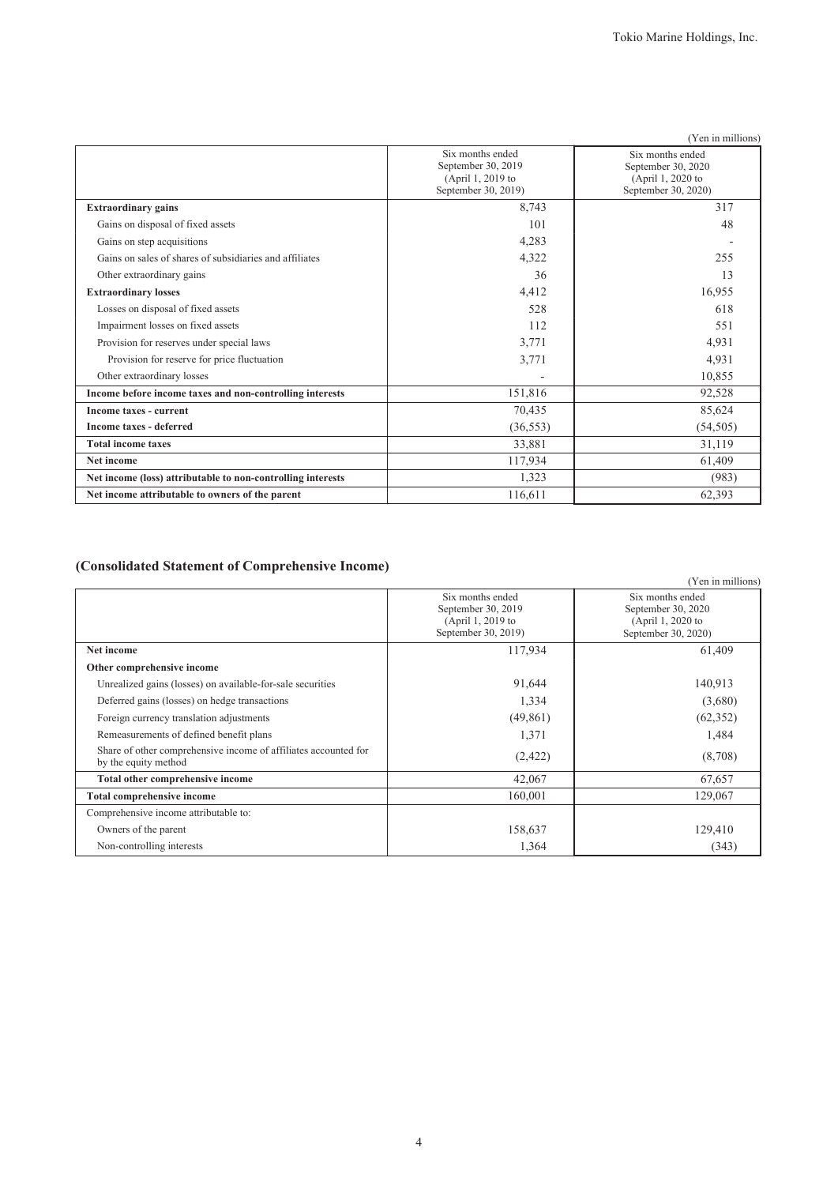(Yen in millions)

| | Six months ended September 30, 2019 (April 1, 2019 to September 30, 2019) | Six months ended September 30, 2020 (April 1, 2020 to September 30, 2020) |
|---|---|---|
| **Extraordinary gains** | 8,743 | 317 |
| Gains on disposal of fixed assets | 101 | 48 |
| Gains on step acquisitions | 4,283 | - |
| Gains on sales of shares of subsidiaries and affiliates | 4,322 | 255 |
| Other extraordinary gains | 36 | 13 |
| **Extraordinary losses** | 4,412 | 16,955 |
| Losses on disposal of fixed assets | 528 | 618 |
| Impairment losses on fixed assets | 112 | 551 |
| Provision for reserves under special laws | 3,771 | 4,931 |
| Provision for reserve for price fluctuation | 3,771 | 4,931 |
| Other extraordinary losses | - | 10,855 |
| **Income before income taxes and non-controlling interests** | 151,816 | 92,528 |
| **Income taxes - current** | 70,435 | 85,624 |
| **Income taxes - deferred** | (36,553) | (54,505) |
| **Total income taxes** | 33,881 | 31,119 |
| **Net income** | 117,934 | 61,409 |
| **Net income (loss) attributable to non-controlling interests** | 1,323 | (983) |
| **Net income attributable to owners of the parent** | 116,611 | 62,393 |

## (Consolidated Statement of Comprehensive Income)

(Yen in millions)

| | Six months ended September 30, 2019 (April 1, 2019 to September 30, 2019) | Six months ended September 30, 2020 (April 1, 2020 to September 30, 2020) |
|---|---|---|
| **Net income** | 117,934 | 61,409 |
| **Other comprehensive income** | | |
| Unrealized gains (losses) on available-for-sale securities | 91,644 | 140,913 |
| Deferred gains (losses) on hedge transactions | 1,334 | (3,680) |
| Foreign currency translation adjustments | (49,861) | (62,352) |
| Remeasurements of defined benefit plans | 1,371 | 1,484 |
| Share of other comprehensive income of affiliates accounted for by the equity method | (2,422) | (8,708) |
| **Total other comprehensive income** | 42,067 | 67,657 |
| **Total comprehensive income** | 160,001 | 129,067 |
| Comprehensive income attributable to: | | |
| Owners of the parent | 158,637 | 129,410 |
| Non-controlling interests | 1,364 | (343) |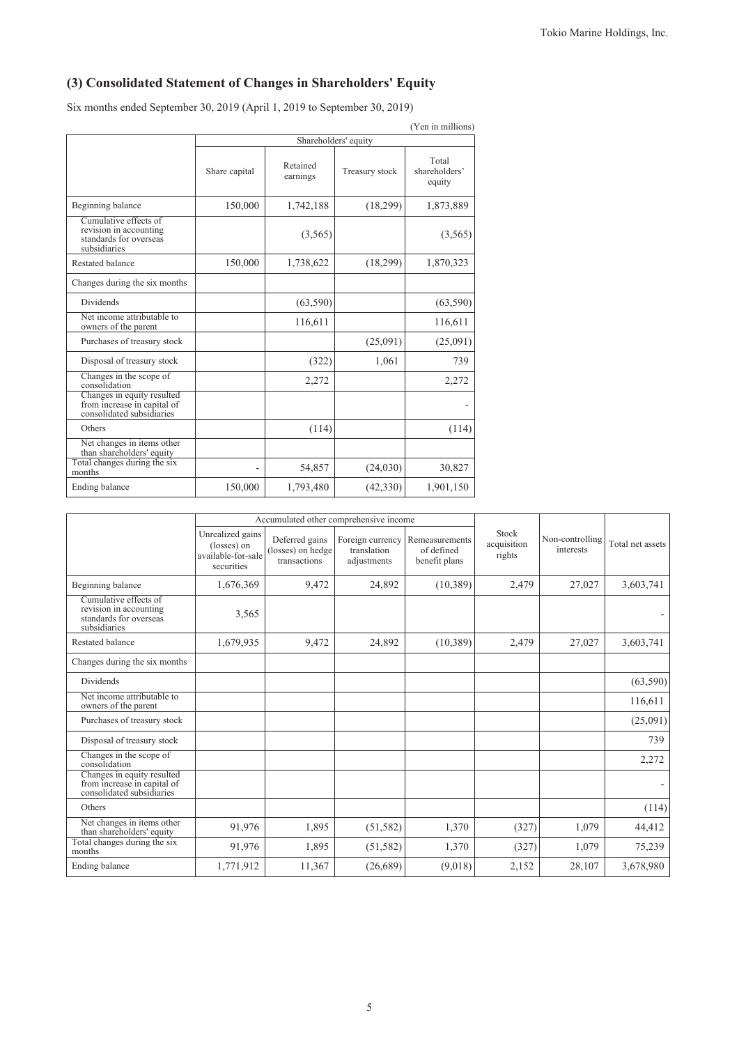## (3) Consolidated Statement of Changes in Shareholders' Equity

Six months ended September 30, 2019 (April 1, 2019 to September 30, 2019)

(Yen in millions)

| | Shareholders' equity | | | |
|---|---|---|---|---|
| | Share capital | Retained earnings | Treasury stock | Total shareholders' equity |
| Beginning balance | 150,000 | 1,742,188 | (18,299) | 1,873,889 |
| Cumulative effects of revision in accounting standards for overseas subsidiaries | | (3,565) | | (3,565) |
| Restated balance | 150,000 | 1,738,622 | (18,299) | 1,870,323 |
| Changes during the six months | | | | |
| Dividends | | (63,590) | | (63,590) |
| Net income attributable to owners of the parent | | 116,611 | | 116,611 |
| Purchases of treasury stock | | | (25,091) | (25,091) |
| Disposal of treasury stock | | (322) | 1,061 | 739 |
| Changes in the scope of consolidation | | 2,272 | | 2,272 |
| Changes in equity resulted from increase in capital of consolidated subsidiaries | | | | - |
| Others | | (114) | | (114) |
| Net changes in items other than shareholders' equity | | | | |
| Total changes during the six months | - | 54,857 | (24,030) | 30,827 |
| Ending balance | 150,000 | 1,793,480 | (42,330) | 1,901,150 |

| | Accumulated other comprehensive income | | | | Stock acquisition rights | Non-controlling interests | Total net assets |
|---|---|---|---|---|---|---|---|
| | Unrealized gains (losses) on available-for-sale securities | Deferred gains (losses) on hedge transactions | Foreign currency translation adjustments | Remeasurements of defined benefit plans | | | |
| Beginning balance | 1,676,369 | 9,472 | 24,892 | (10,389) | 2,479 | 27,027 | 3,603,741 |
| Cumulative effects of revision in accounting standards for overseas subsidiaries | 3,565 | | | | | | - |
| Restated balance | 1,679,935 | 9,472 | 24,892 | (10,389) | 2,479 | 27,027 | 3,603,741 |
| Changes during the six months | | | | | | | |
| Dividends | | | | | | | (63,590) |
| Net income attributable to owners of the parent | | | | | | | 116,611 |
| Purchases of treasury stock | | | | | | | (25,091) |
| Disposal of treasury stock | | | | | | | 739 |
| Changes in the scope of consolidation | | | | | | | 2,272 |
| Changes in equity resulted from increase in capital of consolidated subsidiaries | | | | | | | - |
| Others | | | | | | | (114) |
| Net changes in items other than shareholders' equity | 91,976 | 1,895 | (51,582) | 1,370 | (327) | 1,079 | 44,412 |
| Total changes during the six months | 91,976 | 1,895 | (51,582) | 1,370 | (327) | 1,079 | 75,239 |
| Ending balance | 1,771,912 | 11,367 | (26,689) | (9,018) | 2,152 | 28,107 | 3,678,980 |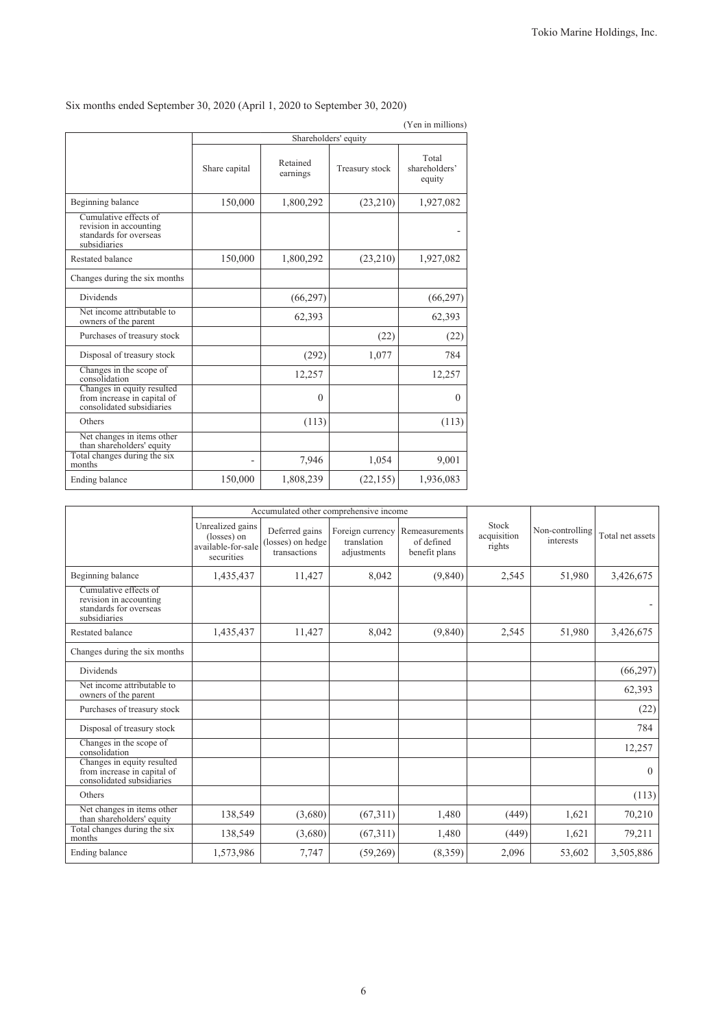Six months ended September 30, 2020 (April 1, 2020 to September 30, 2020)

(Yen in millions)

| | Shareholders' equity | | | |
|---|---|---|---|---|
| | Share capital | Retained earnings | Treasury stock | Total shareholders' equity |
| Beginning balance | 150,000 | 1,800,292 | (23,210) | 1,927,082 |
| Cumulative effects of revision in accounting standards for overseas subsidiaries | | | | - |
| Restated balance | 150,000 | 1,800,292 | (23,210) | 1,927,082 |
| Changes during the six months | | | | |
| Dividends | | (66,297) | | (66,297) |
| Net income attributable to owners of the parent | | 62,393 | | 62,393 |
| Purchases of treasury stock | | | (22) | (22) |
| Disposal of treasury stock | | (292) | 1,077 | 784 |
| Changes in the scope of consolidation | | 12,257 | | 12,257 |
| Changes in equity resulted from increase in capital of consolidated subsidiaries | | 0 | | 0 |
| Others | | (113) | | (113) |
| Net changes in items other than shareholders' equity | | | | |
| Total changes during the six months | - | 7,946 | 1,054 | 9,001 |
| Ending balance | 150,000 | 1,808,239 | (22,155) | 1,936,083 |

| | Accumulated other comprehensive income | | | | Stock acquisition rights | Non-controlling interests | Total net assets |
|---|---|---|---|---|---|---|---|
| | Unrealized gains (losses) on available-for-sale securities | Deferred gains (losses) on hedge transactions | Foreign currency translation adjustments | Remeasurements of defined benefit plans | | | |
| Beginning balance | 1,435,437 | 11,427 | 8,042 | (9,840) | 2,545 | 51,980 | 3,426,675 |
| Cumulative effects of revision in accounting standards for overseas subsidiaries | | | | | | | - |
| Restated balance | 1,435,437 | 11,427 | 8,042 | (9,840) | 2,545 | 51,980 | 3,426,675 |
| Changes during the six months | | | | | | | |
| Dividends | | | | | | | (66,297) |
| Net income attributable to owners of the parent | | | | | | | 62,393 |
| Purchases of treasury stock | | | | | | | (22) |
| Disposal of treasury stock | | | | | | | 784 |
| Changes in the scope of consolidation | | | | | | | 12,257 |
| Changes in equity resulted from increase in capital of consolidated subsidiaries | | | | | | | 0 |
| Others | | | | | | | (113) |
| Net changes in items other than shareholders' equity | 138,549 | (3,680) | (67,311) | 1,480 | (449) | 1,621 | 70,210 |
| Total changes during the six months | 138,549 | (3,680) | (67,311) | 1,480 | (449) | 1,621 | 79,211 |
| Ending balance | 1,573,986 | 7,747 | (59,269) | (8,359) | 2,096 | 53,602 | 3,505,886 |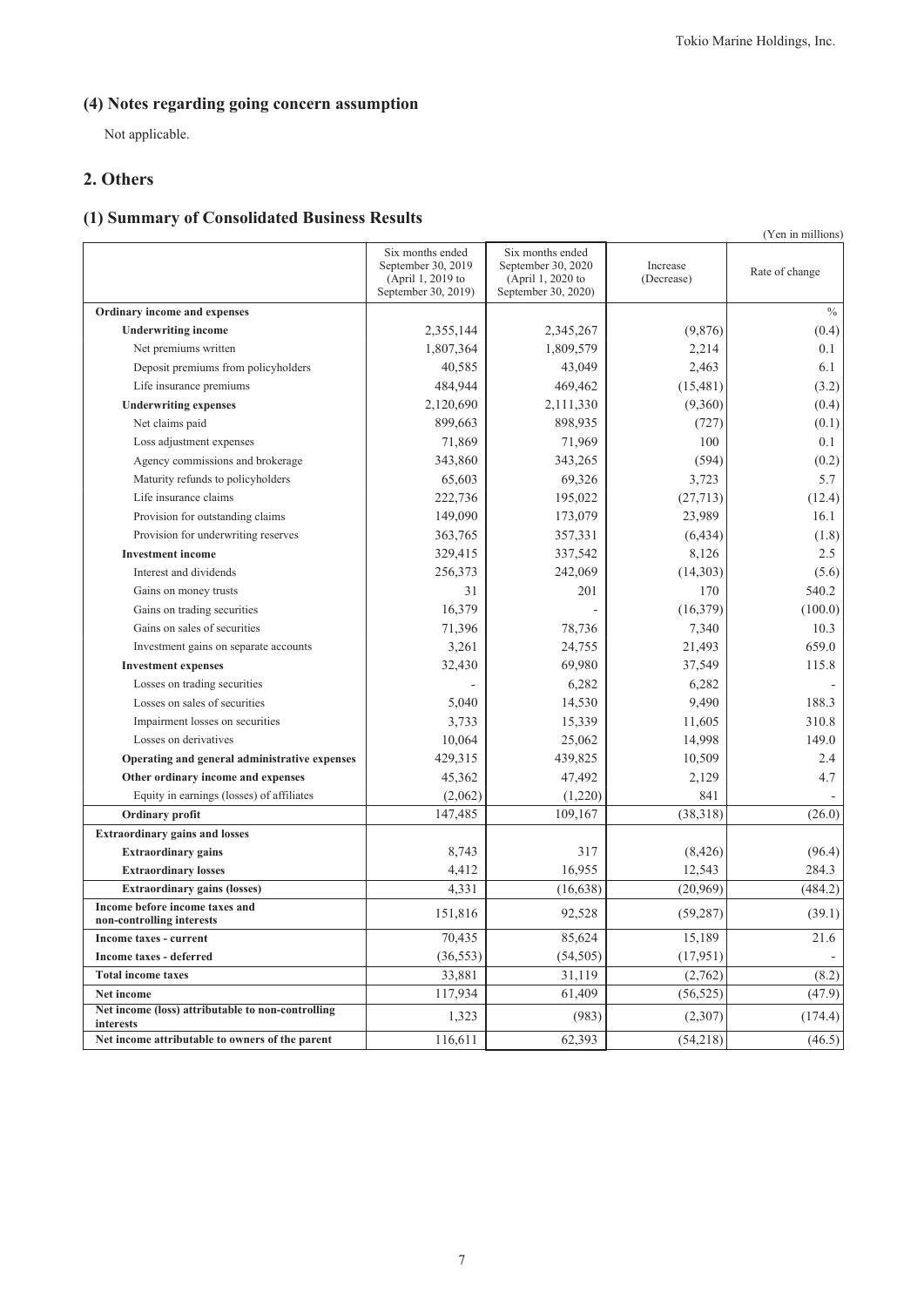### (4) Notes regarding going concern assumption

Not applicable.

## 2. Others

### (1) Summary of Consolidated Business Results

(Yen in millions)

| | Six months ended September 30, 2019 (April 1, 2019 to September 30, 2019) | Six months ended September 30, 2020 (April 1, 2020 to September 30, 2020) | Increase (Decrease) | Rate of change |
|---|---|---|---|---|
| **Ordinary income and expenses** | | | | % |
| **Underwriting income** | 2,355,144 | 2,345,267 | (9,876) | (0.4) |
| Net premiums written | 1,807,364 | 1,809,579 | 2,214 | 0.1 |
| Deposit premiums from policyholders | 40,585 | 43,049 | 2,463 | 6.1 |
| Life insurance premiums | 484,944 | 469,462 | (15,481) | (3.2) |
| **Underwriting expenses** | 2,120,690 | 2,111,330 | (9,360) | (0.4) |
| Net claims paid | 899,663 | 898,935 | (727) | (0.1) |
| Loss adjustment expenses | 71,869 | 71,969 | 100 | 0.1 |
| Agency commissions and brokerage | 343,860 | 343,265 | (594) | (0.2) |
| Maturity refunds to policyholders | 65,603 | 69,326 | 3,723 | 5.7 |
| Life insurance claims | 222,736 | 195,022 | (27,713) | (12.4) |
| Provision for outstanding claims | 149,090 | 173,079 | 23,989 | 16.1 |
| Provision for underwriting reserves | 363,765 | 357,331 | (6,434) | (1.8) |
| **Investment income** | 329,415 | 337,542 | 8,126 | 2.5 |
| Interest and dividends | 256,373 | 242,069 | (14,303) | (5.6) |
| Gains on money trusts | 31 | 201 | 170 | 540.2 |
| Gains on trading securities | 16,379 | - | (16,379) | (100.0) |
| Gains on sales of securities | 71,396 | 78,736 | 7,340 | 10.3 |
| Investment gains on separate accounts | 3,261 | 24,755 | 21,493 | 659.0 |
| **Investment expenses** | 32,430 | 69,980 | 37,549 | 115.8 |
| Losses on trading securities | - | 6,282 | 6,282 | - |
| Losses on sales of securities | 5,040 | 14,530 | 9,490 | 188.3 |
| Impairment losses on securities | 3,733 | 15,339 | 11,605 | 310.8 |
| Losses on derivatives | 10,064 | 25,062 | 14,998 | 149.0 |
| **Operating and general administrative expenses** | 429,315 | 439,825 | 10,509 | 2.4 |
| **Other ordinary income and expenses** | 45,362 | 47,492 | 2,129 | 4.7 |
| Equity in earnings (losses) of affiliates | (2,062) | (1,220) | 841 | - |
| **Ordinary profit** | 147,485 | 109,167 | (38,318) | (26.0) |
| **Extraordinary gains and losses** | | | | |
| **Extraordinary gains** | 8,743 | 317 | (8,426) | (96.4) |
| **Extraordinary losses** | 4,412 | 16,955 | 12,543 | 284.3 |
| **Extraordinary gains (losses)** | 4,331 | (16,638) | (20,969) | (484.2) |
| **Income before income taxes and non-controlling interests** | 151,816 | 92,528 | (59,287) | (39.1) |
| **Income taxes - current** | 70,435 | 85,624 | 15,189 | 21.6 |
| **Income taxes - deferred** | (36,553) | (54,505) | (17,951) | - |
| **Total income taxes** | 33,881 | 31,119 | (2,762) | (8.2) |
| **Net income** | 117,934 | 61,409 | (56,525) | (47.9) |
| **Net income (loss) attributable to non-controlling interests** | 1,323 | (983) | (2,307) | (174.4) |
| **Net income attributable to owners of the parent** | 116,611 | 62,393 | (54,218) | (46.5) |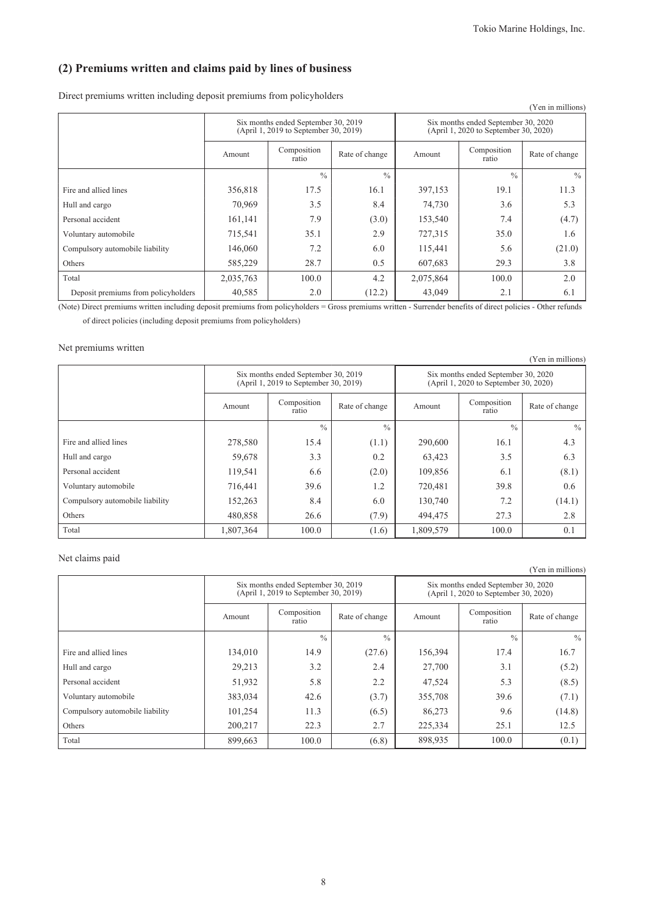## (2) Premiums written and claims paid by lines of business

Direct premiums written including deposit premiums from policyholders

(Yen in millions)

| | Six months ended September 30, 2019 (April 1, 2019 to September 30, 2019) | | | Six months ended September 30, 2020 (April 1, 2020 to September 30, 2020) | | |
|---|---|---|---|---|---|---|
| | Amount | Composition ratio | Rate of change | Amount | Composition ratio | Rate of change |
| | | % | % | | % | % |
| Fire and allied lines | 356,818 | 17.5 | 16.1 | 397,153 | 19.1 | 11.3 |
| Hull and cargo | 70,969 | 3.5 | 8.4 | 74,730 | 3.6 | 5.3 |
| Personal accident | 161,141 | 7.9 | (3.0) | 153,540 | 7.4 | (4.7) |
| Voluntary automobile | 715,541 | 35.1 | 2.9 | 727,315 | 35.0 | 1.6 |
| Compulsory automobile liability | 146,060 | 7.2 | 6.0 | 115,441 | 5.6 | (21.0) |
| Others | 585,229 | 28.7 | 0.5 | 607,683 | 29.3 | 3.8 |
| Total | 2,035,763 | 100.0 | 4.2 | 2,075,864 | 100.0 | 2.0 |
| Deposit premiums from policyholders | 40,585 | 2.0 | (12.2) | 43,049 | 2.1 | 6.1 |

(Note) Direct premiums written including deposit premiums from policyholders = Gross premiums written - Surrender benefits of direct policies - Other refunds of direct policies (including deposit premiums from policyholders)

Net premiums written

(Yen in millions)

| | Six months ended September 30, 2019 (April 1, 2019 to September 30, 2019) | | | Six months ended September 30, 2020 (April 1, 2020 to September 30, 2020) | | |
|---|---|---|---|---|---|---|
| | Amount | Composition ratio | Rate of change | Amount | Composition ratio | Rate of change |
| | | % | % | | % | % |
| Fire and allied lines | 278,580 | 15.4 | (1.1) | 290,600 | 16.1 | 4.3 |
| Hull and cargo | 59,678 | 3.3 | 0.2 | 63,423 | 3.5 | 6.3 |
| Personal accident | 119,541 | 6.6 | (2.0) | 109,856 | 6.1 | (8.1) |
| Voluntary automobile | 716,441 | 39.6 | 1.2 | 720,481 | 39.8 | 0.6 |
| Compulsory automobile liability | 152,263 | 8.4 | 6.0 | 130,740 | 7.2 | (14.1) |
| Others | 480,858 | 26.6 | (7.9) | 494,475 | 27.3 | 2.8 |
| Total | 1,807,364 | 100.0 | (1.6) | 1,809,579 | 100.0 | 0.1 |

Net claims paid

(Yen in millions)

| | Six months ended September 30, 2019 (April 1, 2019 to September 30, 2019) | | | Six months ended September 30, 2020 (April 1, 2020 to September 30, 2020) | | |
|---|---|---|---|---|---|---|
| | Amount | Composition ratio | Rate of change | Amount | Composition ratio | Rate of change |
| | | % | % | | % | % |
| Fire and allied lines | 134,010 | 14.9 | (27.6) | 156,394 | 17.4 | 16.7 |
| Hull and cargo | 29,213 | 3.2 | 2.4 | 27,700 | 3.1 | (5.2) |
| Personal accident | 51,932 | 5.8 | 2.2 | 47,524 | 5.3 | (8.5) |
| Voluntary automobile | 383,034 | 42.6 | (3.7) | 355,708 | 39.6 | (7.1) |
| Compulsory automobile liability | 101,254 | 11.3 | (6.5) | 86,273 | 9.6 | (14.8) |
| Others | 200,217 | 22.3 | 2.7 | 225,334 | 25.1 | 12.5 |
| Total | 899,663 | 100.0 | (6.8) | 898,935 | 100.0 | (0.1) |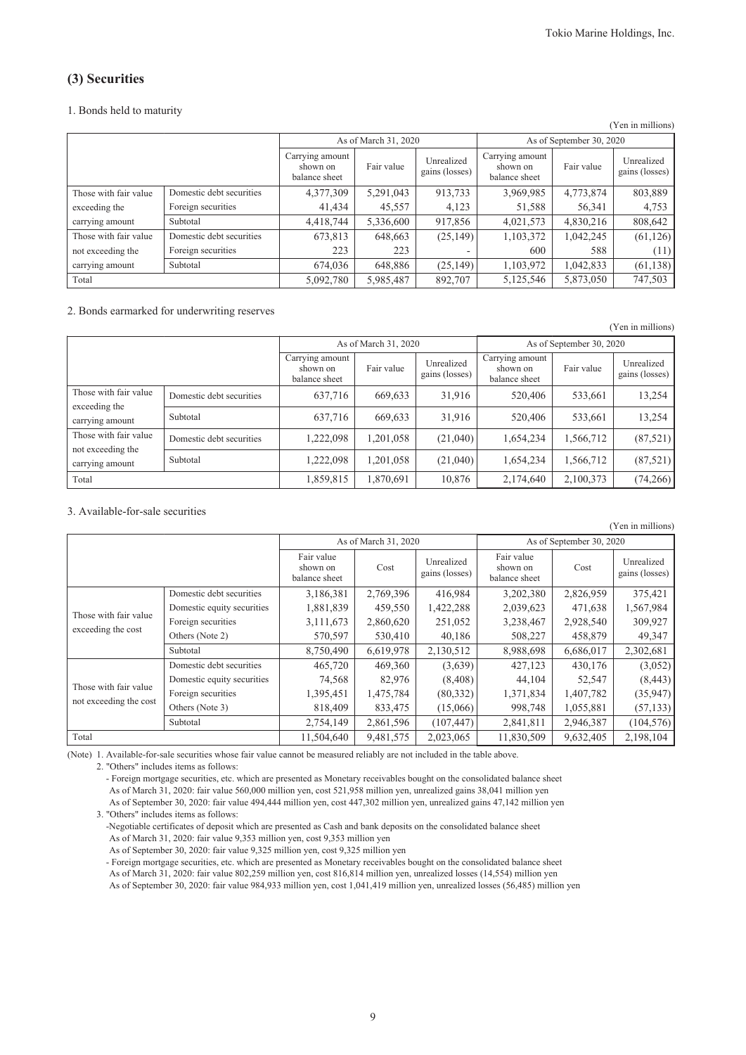## (3) Securities

1. Bonds held to maturity

(Yen in millions)

| | | As of March 31, 2020 | | | As of September 30, 2020 | | |
|---|---|---|---|---|---|---|---|
| | | Carrying amount shown on balance sheet | Fair value | Unrealized gains (losses) | Carrying amount shown on balance sheet | Fair value | Unrealized gains (losses) |
| Those with fair value exceeding the carrying amount | Domestic debt securities | 4,377,309 | 5,291,043 | 913,733 | 3,969,985 | 4,773,874 | 803,889 |
| | Foreign securities | 41,434 | 45,557 | 4,123 | 51,588 | 56,341 | 4,753 |
| | Subtotal | 4,418,744 | 5,336,600 | 917,856 | 4,021,573 | 4,830,216 | 808,642 |
| Those with fair value not exceeding the carrying amount | Domestic debt securities | 673,813 | 648,663 | (25,149) | 1,103,372 | 1,042,245 | (61,126) |
| | Foreign securities | 223 | 223 | - | 600 | 588 | (11) |
| | Subtotal | 674,036 | 648,886 | (25,149) | 1,103,972 | 1,042,833 | (61,138) |
| Total | | 5,092,780 | 5,985,487 | 892,707 | 5,125,546 | 5,873,050 | 747,503 |

2. Bonds earmarked for underwriting reserves

(Yen in millions)

| | | As of March 31, 2020 | | | As of September 30, 2020 | | |
|---|---|---|---|---|---|---|---|
| | | Carrying amount shown on balance sheet | Fair value | Unrealized gains (losses) | Carrying amount shown on balance sheet | Fair value | Unrealized gains (losses) |
| Those with fair value exceeding the carrying amount | Domestic debt securities | 637,716 | 669,633 | 31,916 | 520,406 | 533,661 | 13,254 |
| | Subtotal | 637,716 | 669,633 | 31,916 | 520,406 | 533,661 | 13,254 |
| Those with fair value not exceeding the carrying amount | Domestic debt securities | 1,222,098 | 1,201,058 | (21,040) | 1,654,234 | 1,566,712 | (87,521) |
| | Subtotal | 1,222,098 | 1,201,058 | (21,040) | 1,654,234 | 1,566,712 | (87,521) |
| Total | | 1,859,815 | 1,870,691 | 10,876 | 2,174,640 | 2,100,373 | (74,266) |

3. Available-for-sale securities

(Yen in millions)

| | | As of March 31, 2020 | | | As of September 30, 2020 | | |
|---|---|---|---|---|---|---|---|
| | | Fair value shown on balance sheet | Cost | Unrealized gains (losses) | Fair value shown on balance sheet | Cost | Unrealized gains (losses) |
| Those with fair value exceeding the cost | Domestic debt securities | 3,186,381 | 2,769,396 | 416,984 | 3,202,380 | 2,826,959 | 375,421 |
| | Domestic equity securities | 1,881,839 | 459,550 | 1,422,288 | 2,039,623 | 471,638 | 1,567,984 |
| | Foreign securities | 3,111,673 | 2,860,620 | 251,052 | 3,238,467 | 2,928,540 | 309,927 |
| | Others (Note 2) | 570,597 | 530,410 | 40,186 | 508,227 | 458,879 | 49,347 |
| | Subtotal | 8,750,490 | 6,619,978 | 2,130,512 | 8,988,698 | 6,686,017 | 2,302,681 |
| Those with fair value not exceeding the cost | Domestic debt securities | 465,720 | 469,360 | (3,639) | 427,123 | 430,176 | (3,052) |
| | Domestic equity securities | 74,568 | 82,976 | (8,408) | 44,104 | 52,547 | (8,443) |
| | Foreign securities | 1,395,451 | 1,475,784 | (80,332) | 1,371,834 | 1,407,782 | (35,947) |
| | Others (Note 3) | 818,409 | 833,475 | (15,066) | 998,748 | 1,055,881 | (57,133) |
| | Subtotal | 2,754,149 | 2,861,596 | (107,447) | 2,841,811 | 2,946,387 | (104,576) |
| Total | | 11,504,640 | 9,481,575 | 2,023,065 | 11,830,509 | 9,632,405 | 2,198,104 |

(Note) 1. Available-for-sale securities whose fair value cannot be measured reliably are not included in the table above.

2. "Others" includes items as follows:
   - Foreign mortgage securities, etc. which are presented as Monetary receivables bought on the consolidated balance sheet
     As of March 31, 2020: fair value 560,000 million yen, cost 521,958 million yen, unrealized gains 38,041 million yen
     As of September 30, 2020: fair value 494,444 million yen, cost 447,302 million yen, unrealized gains 47,142 million yen

3. "Others" includes items as follows:
   - Negotiable certificates of deposit which are presented as Cash and bank deposits on the consolidated balance sheet
     As of March 31, 2020: fair value 9,353 million yen, cost 9,353 million yen
     As of September 30, 2020: fair value 9,325 million yen, cost 9,325 million yen
   - Foreign mortgage securities, etc. which are presented as Monetary receivables bought on the consolidated balance sheet
     As of March 31, 2020: fair value 802,259 million yen, cost 816,814 million yen, unrealized losses (14,554) million yen
     As of September 30, 2020: fair value 984,933 million yen, cost 1,041,419 million yen, unrealized losses (56,485) million yen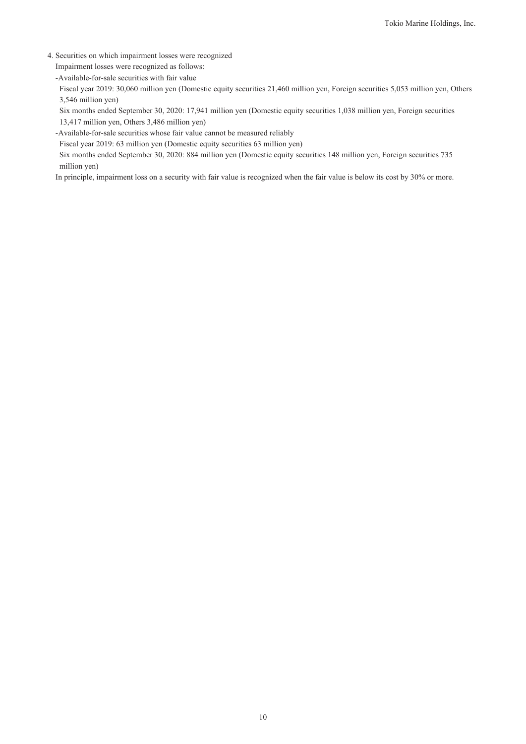4. Securities on which impairment losses were recognized

Impairment losses were recognized as follows:

-Available-for-sale securities with fair value

Fiscal year 2019: 30,060 million yen (Domestic equity securities 21,460 million yen, Foreign securities 5,053 million yen, Others 3,546 million yen)

Six months ended September 30, 2020: 17,941 million yen (Domestic equity securities 1,038 million yen, Foreign securities 13,417 million yen, Others 3,486 million yen)

-Available-for-sale securities whose fair value cannot be measured reliably

Fiscal year 2019: 63 million yen (Domestic equity securities 63 million yen)

Six months ended September 30, 2020: 884 million yen (Domestic equity securities 148 million yen, Foreign securities 735 million yen)

In principle, impairment loss on a security with fair value is recognized when the fair value is below its cost by 30% or more.